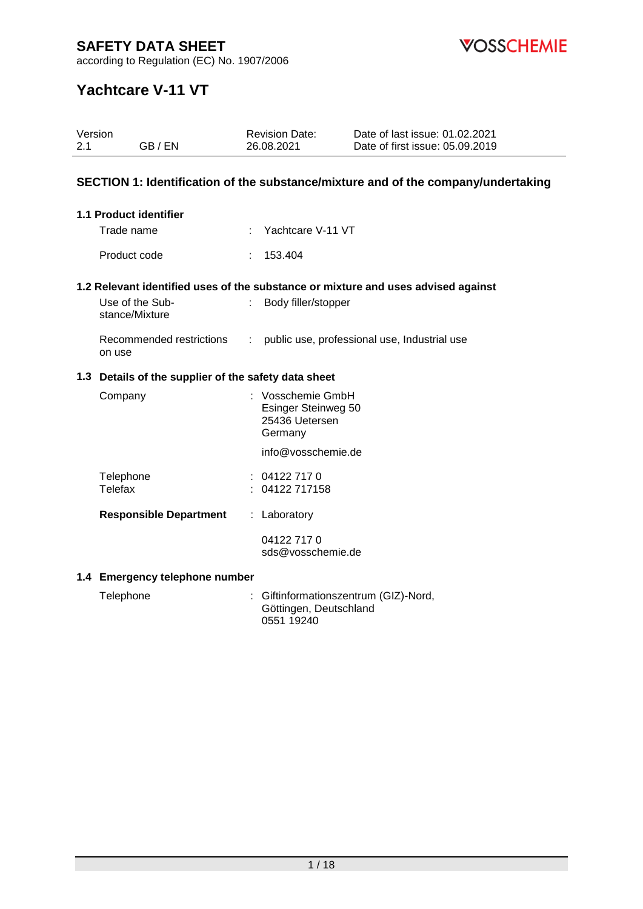# SAFETY DATA SHEET

according to Regulation (EC) No. 1907/2006

VOSSCHEMIE

## Yachtcare V-11 VT

| Version | | Revision Date: | Date of last issue: 01.02.2021 |
|---|---|---|---|
| 2.1 | GB / EN | 26.08.2021 | Date of first issue: 05.09.2019 |

## SECTION 1: Identification of the substance/mixture and of the company/undertaking

### 1.1 Product identifier

Trade name : Yachtcare V-11 VT

Product code : 153.404

### 1.2 Relevant identified uses of the substance or mixture and uses advised against

Use of the Substance/Mixture : Body filler/stopper

Recommended restrictions on use : public use, professional use, Industrial use

### 1.3 Details of the supplier of the safety data sheet

Company : Vosschemie GmbH
Esinger Steinweg 50
25436 Uetersen
Germany

info@vosschemie.de

Telephone : 04122 717 0
Telefax : 04122 717158

**Responsible Department** : Laboratory

04122 717 0
sds@vosschemie.de

### 1.4 Emergency telephone number

Telephone : Giftinformationszentrum (GIZ)-Nord,
Göttingen, Deutschland
0551 19240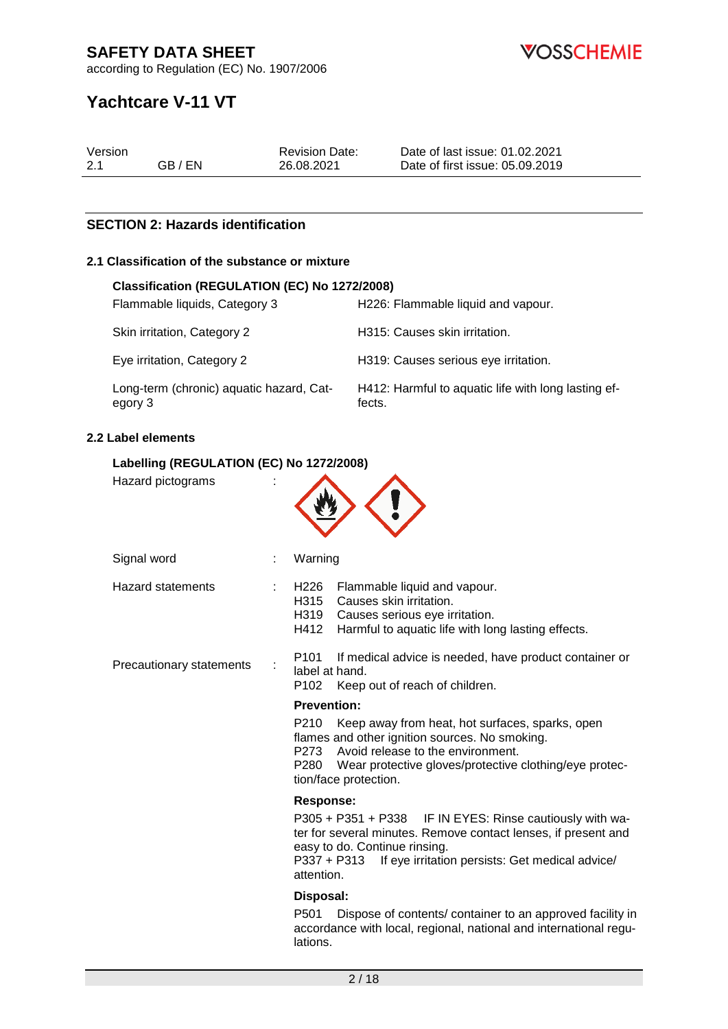## SECTION 2: Hazards identification

### 2.1 Classification of the substance or mixture

**Classification (REGULATION (EC) No 1272/2008)**

| | |
|---|---|
| Flammable liquids, Category 3 | H226: Flammable liquid and vapour. |
| Skin irritation, Category 2 | H315: Causes skin irritation. |
| Eye irritation, Category 2 | H319: Causes serious eye irritation. |
| Long-term (chronic) aquatic hazard, Category 3 | H412: Harmful to aquatic life with long lasting effects. |

### 2.2 Label elements

**Labelling (REGULATION (EC) No 1272/2008)**

Hazard pictograms :

Signal word : Warning

Hazard statements :
- H226 Flammable liquid and vapour.
- H315 Causes skin irritation.
- H319 Causes serious eye irritation.
- H412 Harmful to aquatic life with long lasting effects.

Precautionary statements :
- P101 If medical advice is needed, have product container or label at hand.
- P102 Keep out of reach of children.

**Prevention:**
- P210 Keep away from heat, hot surfaces, sparks, open flames and other ignition sources. No smoking.
- P273 Avoid release to the environment.
- P280 Wear protective gloves/protective clothing/eye protection/face protection.

**Response:**
- P305 + P351 + P338 IF IN EYES: Rinse cautiously with water for several minutes. Remove contact lenses, if present and easy to do. Continue rinsing.
- P337 + P313 If eye irritation persists: Get medical advice/ attention.

**Disposal:**
- P501 Dispose of contents/ container to an approved facility in accordance with local, regional, national and international regulations.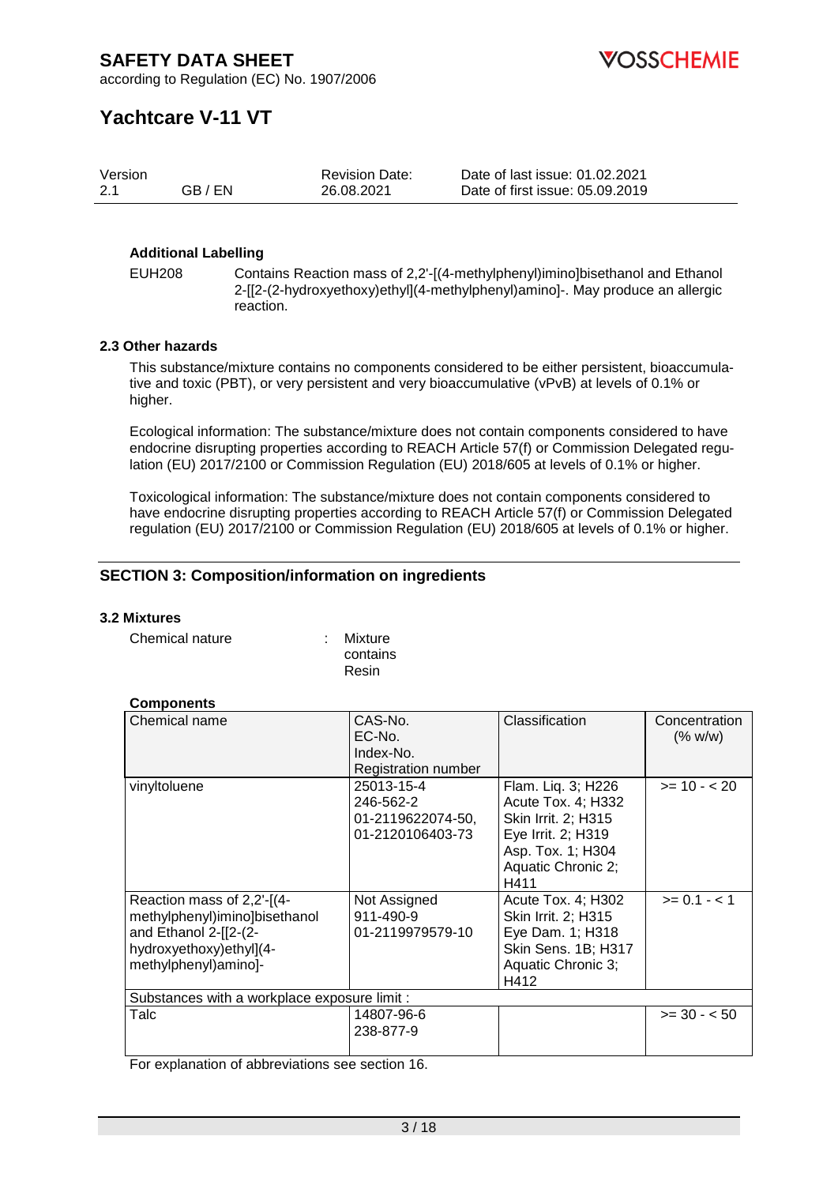**Additional Labelling**

EUH208 Contains Reaction mass of 2,2'-[(4-methylphenyl)imino]bisethanol and Ethanol 2-[[2-(2-hydroxyethoxy)ethyl](4-methylphenyl)amino]-. May produce an allergic reaction.

### 2.3 Other hazards

This substance/mixture contains no components considered to be either persistent, bioaccumulative and toxic (PBT), or very persistent and very bioaccumulative (vPvB) at levels of 0.1% or higher.

Ecological information: The substance/mixture does not contain components considered to have endocrine disrupting properties according to REACH Article 57(f) or Commission Delegated regulation (EU) 2017/2100 or Commission Regulation (EU) 2018/605 at levels of 0.1% or higher.

Toxicological information: The substance/mixture does not contain components considered to have endocrine disrupting properties according to REACH Article 57(f) or Commission Delegated regulation (EU) 2017/2100 or Commission Regulation (EU) 2018/605 at levels of 0.1% or higher.

## SECTION 3: Composition/information on ingredients

### 3.2 Mixtures

Chemical nature : Mixture contains Resin

**Components**

| Chemical name | CAS-No.<br>EC-No.<br>Index-No.<br>Registration number | Classification | Concentration (% w/w) |
|---|---|---|---|
| vinyltoluene | 25013-15-4<br>246-562-2<br>01-2119622074-50,<br>01-2120106403-73 | Flam. Liq. 3; H226<br>Acute Tox. 4; H332<br>Skin Irrit. 2; H315<br>Eye Irrit. 2; H319<br>Asp. Tox. 1; H304<br>Aquatic Chronic 2; H411 | >= 10 - < 20 |
| Reaction mass of 2,2'-[(4-methylphenyl)imino]bisethanol and Ethanol 2-[[2-(2-hydroxyethoxy)ethyl](4-methylphenyl)amino]- | Not Assigned<br>911-490-9<br>01-2119979579-10 | Acute Tox. 4; H302<br>Skin Irrit. 2; H315<br>Eye Dam. 1; H318<br>Skin Sens. 1B; H317<br>Aquatic Chronic 3; H412 | >= 0.1 - < 1 |
| Substances with a workplace exposure limit : | | | |
| Talc | 14807-96-6<br>238-877-9 | | >= 30 - < 50 |

For explanation of abbreviations see section 16.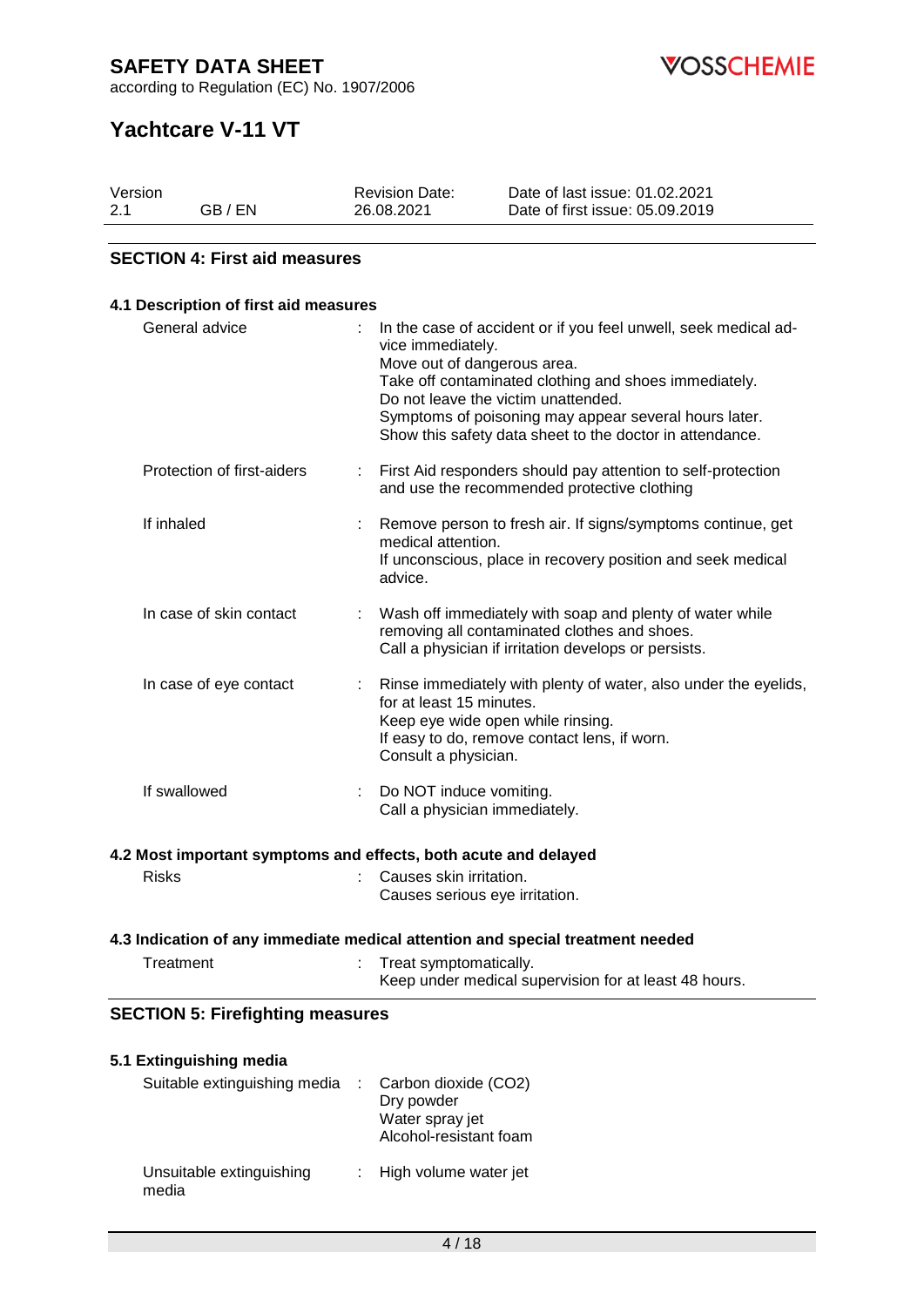## SECTION 4: First aid measures

### 4.1 Description of first aid measures

| | |
|---|---|
| General advice | In the case of accident or if you feel unwell, seek medical advice immediately.<br>Move out of dangerous area.<br>Take off contaminated clothing and shoes immediately.<br>Do not leave the victim unattended.<br>Symptoms of poisoning may appear several hours later.<br>Show this safety data sheet to the doctor in attendance. |
| Protection of first-aiders | First Aid responders should pay attention to self-protection and use the recommended protective clothing |
| If inhaled | Remove person to fresh air. If signs/symptoms continue, get medical attention.<br>If unconscious, place in recovery position and seek medical advice. |
| In case of skin contact | Wash off immediately with soap and plenty of water while removing all contaminated clothes and shoes.<br>Call a physician if irritation develops or persists. |
| In case of eye contact | Rinse immediately with plenty of water, also under the eyelids, for at least 15 minutes.<br>Keep eye wide open while rinsing.<br>If easy to do, remove contact lens, if worn.<br>Consult a physician. |
| If swallowed | Do NOT induce vomiting.<br>Call a physician immediately. |

### 4.2 Most important symptoms and effects, both acute and delayed

| | |
|---|---|
| Risks | Causes skin irritation.<br>Causes serious eye irritation. |

### 4.3 Indication of any immediate medical attention and special treatment needed

| | |
|---|---|
| Treatment | Treat symptomatically.<br>Keep under medical supervision for at least 48 hours. |

## SECTION 5: Firefighting measures

### 5.1 Extinguishing media

| | |
|---|---|
| Suitable extinguishing media | Carbon dioxide ($CO_2$)<br>Dry powder<br>Water spray jet<br>Alcohol-resistant foam |
| Unsuitable extinguishing media | High volume water jet |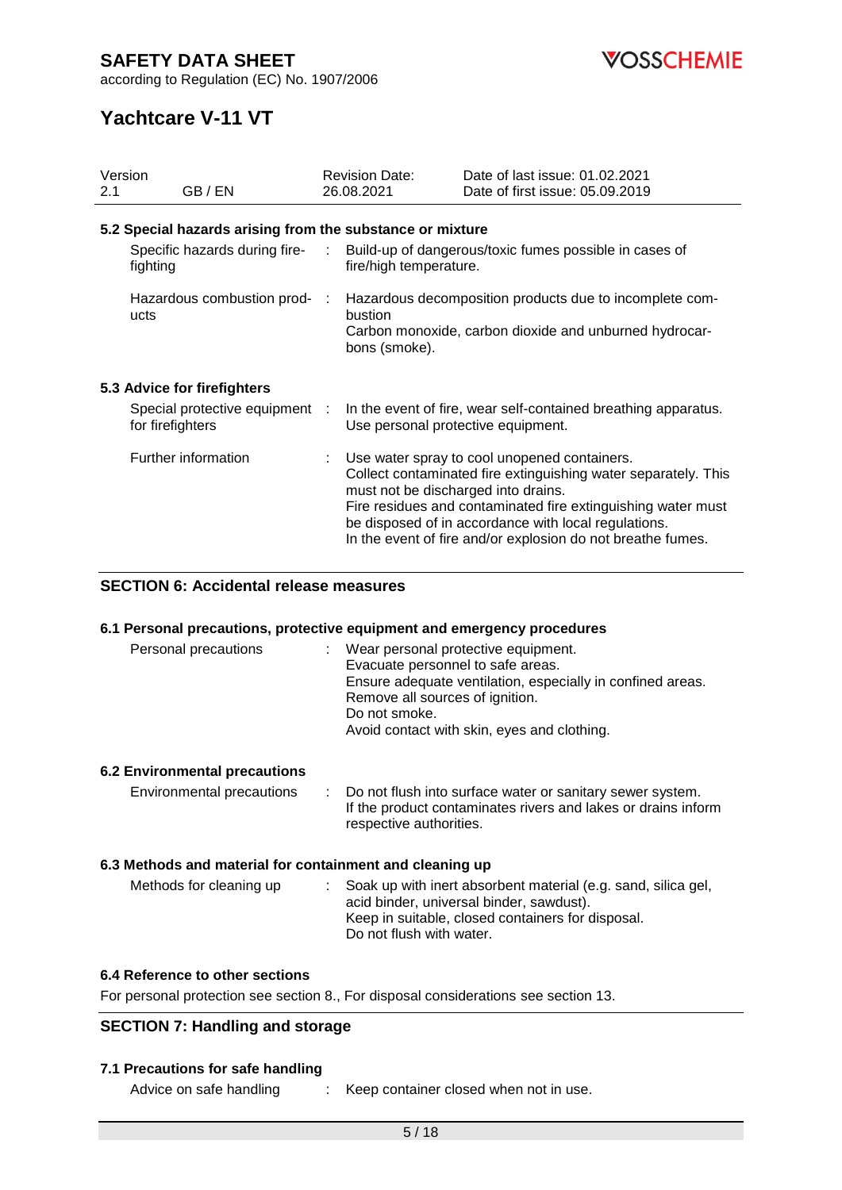### 5.2 Special hazards arising from the substance or mixture

| | |
|---|---|
| Specific hazards during fire-fighting | Build-up of dangerous/toxic fumes possible in cases of fire/high temperature. |
| Hazardous combustion products | Hazardous decomposition products due to incomplete combustion<br>Carbon monoxide, carbon dioxide and unburned hydrocarbons (smoke). |

### 5.3 Advice for firefighters

| | |
|---|---|
| Special protective equipment for firefighters | In the event of fire, wear self-contained breathing apparatus.<br>Use personal protective equipment. |
| Further information | Use water spray to cool unopened containers.<br>Collect contaminated fire extinguishing water separately. This must not be discharged into drains.<br>Fire residues and contaminated fire extinguishing water must be disposed of in accordance with local regulations.<br>In the event of fire and/or explosion do not breathe fumes. |

## SECTION 6: Accidental release measures

### 6.1 Personal precautions, protective equipment and emergency procedures

| | |
|---|---|
| Personal precautions | Wear personal protective equipment.<br>Evacuate personnel to safe areas.<br>Ensure adequate ventilation, especially in confined areas.<br>Remove all sources of ignition.<br>Do not smoke.<br>Avoid contact with skin, eyes and clothing. |

### 6.2 Environmental precautions

| | |
|---|---|
| Environmental precautions | Do not flush into surface water or sanitary sewer system.<br>If the product contaminates rivers and lakes or drains inform respective authorities. |

### 6.3 Methods and material for containment and cleaning up

| | |
|---|---|
| Methods for cleaning up | Soak up with inert absorbent material (e.g. sand, silica gel, acid binder, universal binder, sawdust).<br>Keep in suitable, closed containers for disposal.<br>Do not flush with water. |

### 6.4 Reference to other sections

For personal protection see section 8., For disposal considerations see section 13.

## SECTION 7: Handling and storage

### 7.1 Precautions for safe handling

| | |
|---|---|
| Advice on safe handling | Keep container closed when not in use. |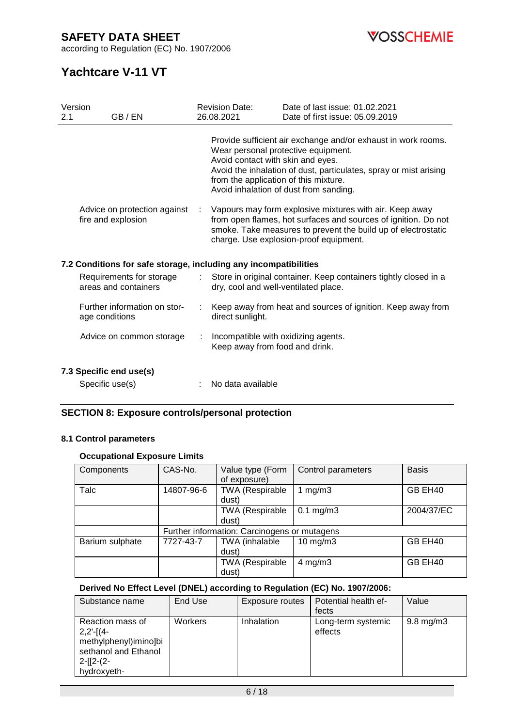Provide sufficient air exchange and/or exhaust in work rooms.
Wear personal protective equipment.
Avoid contact with skin and eyes.
Avoid the inhalation of dust, particulates, spray or mist arising from the application of this mixture.
Avoid inhalation of dust from sanding.

Advice on protection against fire and explosion : Vapours may form explosive mixtures with air. Keep away from open flames, hot surfaces and sources of ignition. Do not smoke. Take measures to prevent the build up of electrostatic charge. Use explosion-proof equipment.

### 7.2 Conditions for safe storage, including any incompatibilities

Requirements for storage areas and containers : Store in original container. Keep containers tightly closed in a dry, cool and well-ventilated place.

Further information on storage conditions : Keep away from heat and sources of ignition. Keep away from direct sunlight.

Advice on common storage : Incompatible with oxidizing agents.
Keep away from food and drink.

### 7.3 Specific end use(s)

Specific use(s) : No data available

## SECTION 8: Exposure controls/personal protection

### 8.1 Control parameters

**Occupational Exposure Limits**

| Components | CAS-No. | Value type (Form of exposure) | Control parameters | Basis |
|---|---|---|---|---|
| Talc | 14807-96-6 | TWA (Respirable dust) | 1 mg/m3 | GB EH40 |
| | | TWA (Respirable dust) | 0.1 mg/m3 | 2004/37/EC |
| | Further information: Carcinogens or mutagens | | | |
| Barium sulphate | 7727-43-7 | TWA (inhalable dust) | 10 mg/m3 | GB EH40 |
| | | TWA (Respirable dust) | 4 mg/m3 | GB EH40 |

**Derived No Effect Level (DNEL) according to Regulation (EC) No. 1907/2006:**

| Substance name | End Use | Exposure routes | Potential health effects | Value |
|---|---|---|---|---|
| Reaction mass of 2,2'-[(4-methylphenyl)imino]bisethanol and Ethanol 2-[[2-(2-hydroxyeth- | Workers | Inhalation | Long-term systemic effects | 9.8 mg/m3 |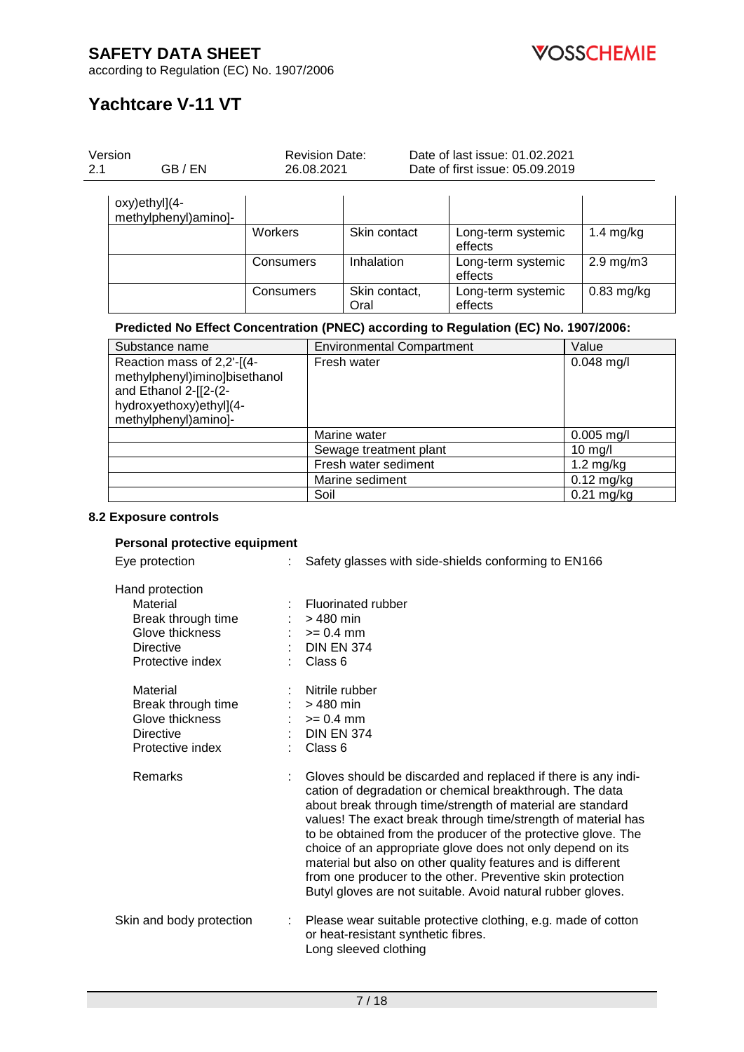| | | | | |
|---|---|---|---|---|
| oxy)ethyl](4-methylphenyl)amino]- | | | | |
| | Workers | Skin contact | Long-term systemic effects | 1.4 mg/kg |
| | Consumers | Inhalation | Long-term systemic effects | 2.9 mg/m3 |
| | Consumers | Skin contact, Oral | Long-term systemic effects | 0.83 mg/kg |

**Predicted No Effect Concentration (PNEC) according to Regulation (EC) No. 1907/2006:**

| Substance name | Environmental Compartment | Value |
|---|---|---|
| Reaction mass of 2,2'-[(4-methylphenyl)imino]bisethanol and Ethanol 2-[[2-(2-hydroxyethoxy)ethyl](4-methylphenyl)amino]- | Fresh water | 0.048 mg/l |
| | Marine water | 0.005 mg/l |
| | Sewage treatment plant | 10 mg/l |
| | Fresh water sediment | 1.2 mg/kg |
| | Marine sediment | 0.12 mg/kg |
| | Soil | 0.21 mg/kg |

### 8.2 Exposure controls

**Personal protective equipment**

Eye protection : Safety glasses with side-shields conforming to EN166

Hand protection

- Material : Fluorinated rubber
- Break through time : > 480 min
- Glove thickness : >= 0.4 mm
- Directive : DIN EN 374
- Protective index : Class 6

- Material : Nitrile rubber
- Break through time : > 480 min
- Glove thickness : >= 0.4 mm
- Directive : DIN EN 374
- Protective index : Class 6

Remarks : Gloves should be discarded and replaced if there is any indication of degradation or chemical breakthrough. The data about break through time/strength of material are standard values! The exact break through time/strength of material has to be obtained from the producer of the protective glove. The choice of an appropriate glove does not only depend on its material but also on other quality features and is different from one producer to the other. Preventive skin protection Butyl gloves are not suitable. Avoid natural rubber gloves.

Skin and body protection : Please wear suitable protective clothing, e.g. made of cotton or heat-resistant synthetic fibres.
Long sleeved clothing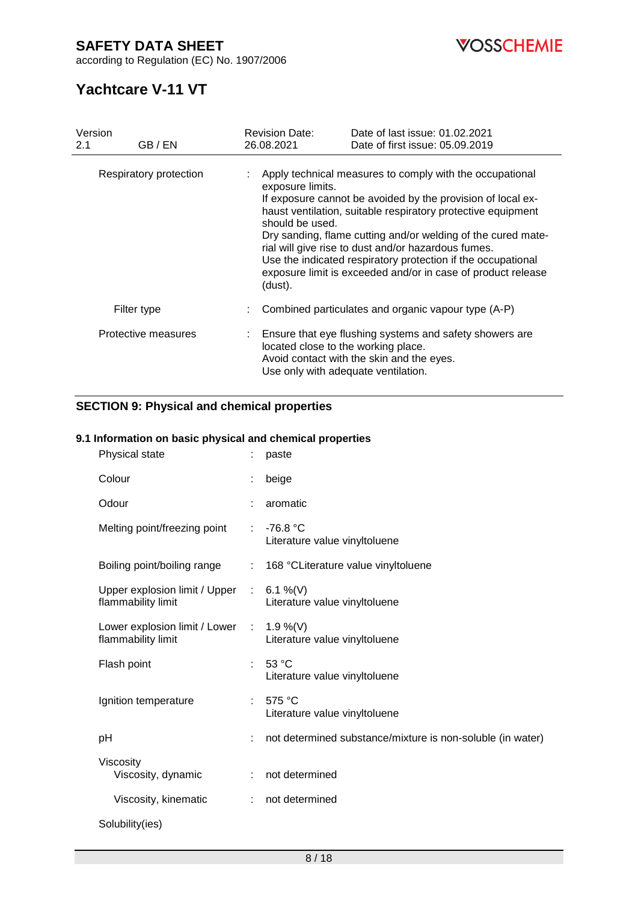| | | |
|---|---|---|
| Respiratory protection | : | Apply technical measures to comply with the occupational exposure limits.<br>If exposure cannot be avoided by the provision of local exhaust ventilation, suitable respiratory protective equipment should be used.<br>Dry sanding, flame cutting and/or welding of the cured material will give rise to dust and/or hazardous fumes.<br>Use the indicated respiratory protection if the occupational exposure limit is exceeded and/or in case of product release (dust). |
| Filter type | : | Combined particulates and organic vapour type (A-P) |
| Protective measures | : | Ensure that eye flushing systems and safety showers are located close to the working place.<br>Avoid contact with the skin and the eyes.<br>Use only with adequate ventilation. |

## SECTION 9: Physical and chemical properties

### 9.1 Information on basic physical and chemical properties

| | | |
|---|---|---|
| Physical state | : | paste |
| Colour | : | beige |
| Odour | : | aromatic |
| Melting point/freezing point | : | -76.8 °C<br>Literature value vinyltoluene |
| Boiling point/boiling range | : | 168 °CLiterature value vinyltoluene |
| Upper explosion limit / Upper flammability limit | : | 6.1 %(V)<br>Literature value vinyltoluene |
| Lower explosion limit / Lower flammability limit | : | 1.9 %(V)<br>Literature value vinyltoluene |
| Flash point | : | 53 °C<br>Literature value vinyltoluene |
| Ignition temperature | : | 575 °C<br>Literature value vinyltoluene |
| pH | : | not determined substance/mixture is non-soluble (in water) |
| Viscosity | | |
| Viscosity, dynamic | : | not determined |
| Viscosity, kinematic | : | not determined |
| Solubility(ies) | | |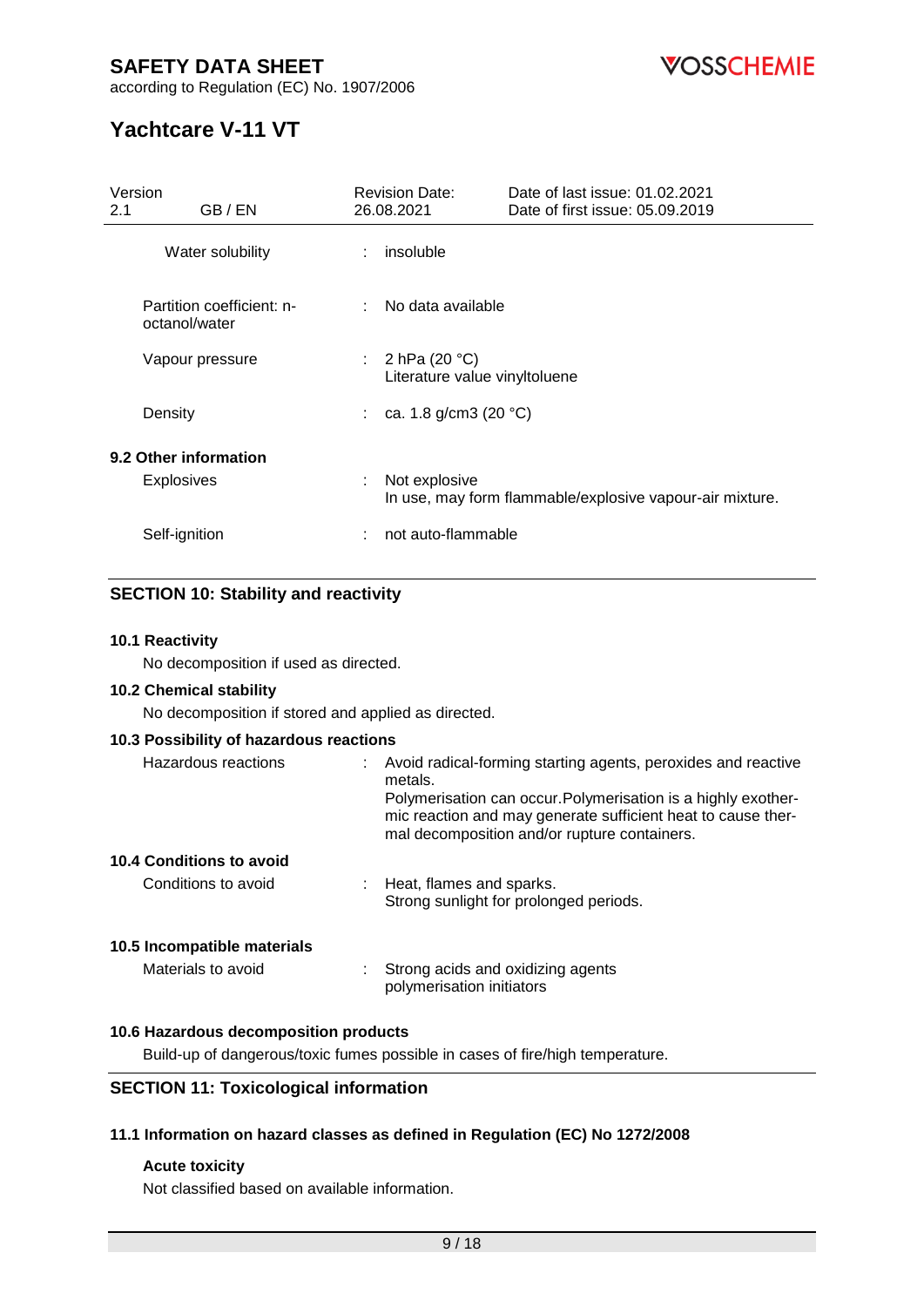| | | |
|---|---|---|
| Water solubility | : | insoluble |
| Partition coefficient: n-octanol/water | : | No data available |
| Vapour pressure | : | 2 hPa (20 °C)<br>Literature value vinyltoluene |
| Density | : | ca. 1.8 g/cm3 (20 °C) |

**9.2 Other information**

| | | |
|---|---|---|
| Explosives | : | Not explosive<br>In use, may form flammable/explosive vapour-air mixture. |
| Self-ignition | : | not auto-flammable |

## SECTION 10: Stability and reactivity

**10.1 Reactivity**

No decomposition if used as directed.

**10.2 Chemical stability**

No decomposition if stored and applied as directed.

**10.3 Possibility of hazardous reactions**

| | | |
|---|---|---|
| Hazardous reactions | : | Avoid radical-forming starting agents, peroxides and reactive metals.<br>Polymerisation can occur.Polymerisation is a highly exothermic reaction and may generate sufficient heat to cause thermal decomposition and/or rupture containers. |

**10.4 Conditions to avoid**

| | | |
|---|---|---|
| Conditions to avoid | : | Heat, flames and sparks.<br>Strong sunlight for prolonged periods. |

**10.5 Incompatible materials**

| | | |
|---|---|---|
| Materials to avoid | : | Strong acids and oxidizing agents<br>polymerisation initiators |

**10.6 Hazardous decomposition products**

Build-up of dangerous/toxic fumes possible in cases of fire/high temperature.

## SECTION 11: Toxicological information

**11.1 Information on hazard classes as defined in Regulation (EC) No 1272/2008**

**Acute toxicity**

Not classified based on available information.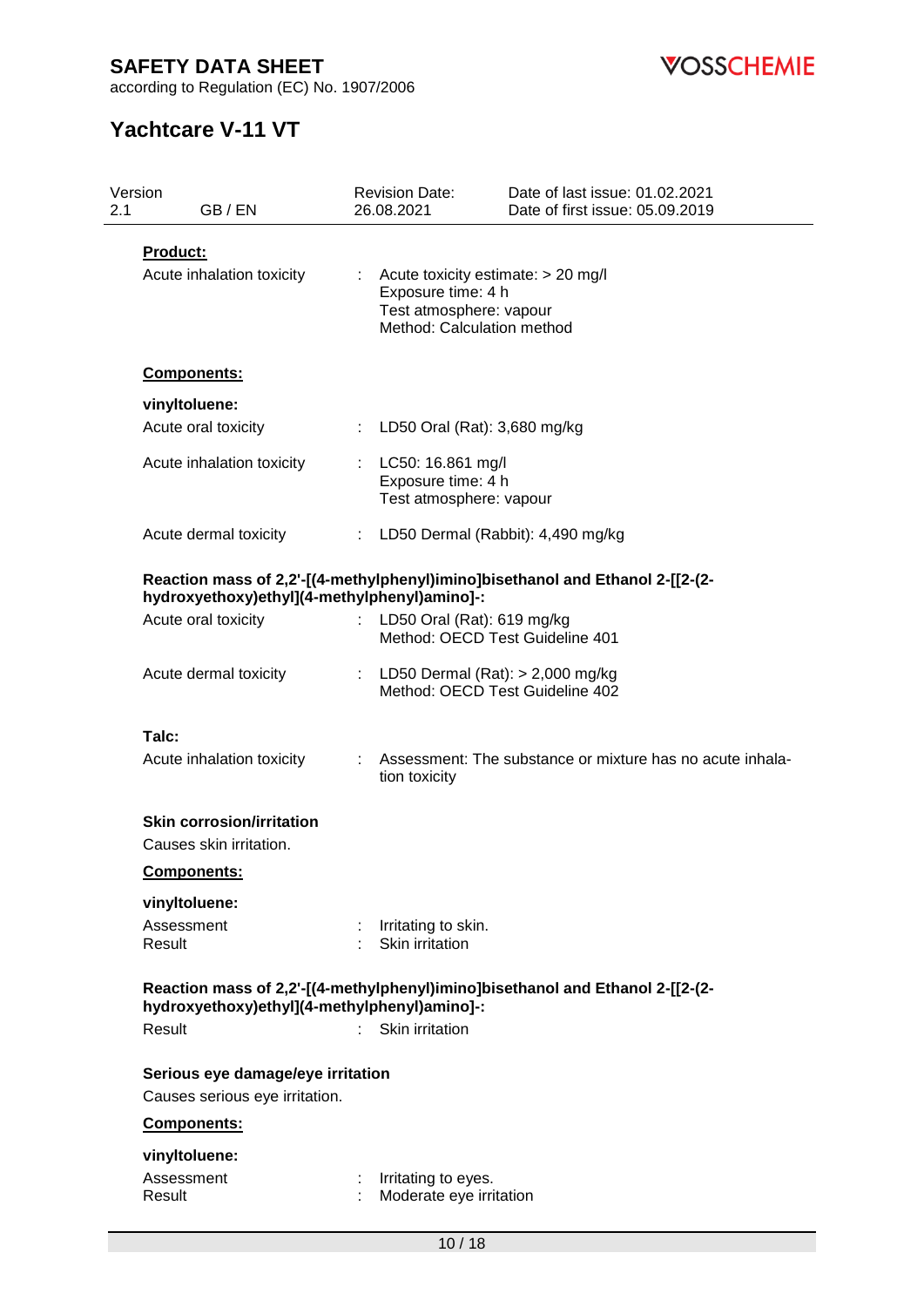**Product:**

Acute inhalation toxicity : Acute toxicity estimate: > 20 mg/l
Exposure time: 4 h
Test atmosphere: vapour
Method: Calculation method

**Components:**

**vinyltoluene:**

Acute oral toxicity : LD50 Oral (Rat): 3,680 mg/kg

Acute inhalation toxicity : LC50: 16.861 mg/l
Exposure time: 4 h
Test atmosphere: vapour

Acute dermal toxicity : LD50 Dermal (Rabbit): 4,490 mg/kg

**Reaction mass of 2,2'-[(4-methylphenyl)imino]bisethanol and Ethanol 2-[[2-(2-hydroxyethoxy)ethyl](4-methylphenyl)amino]-:**

Acute oral toxicity : LD50 Oral (Rat): 619 mg/kg
Method: OECD Test Guideline 401

Acute dermal toxicity : LD50 Dermal (Rat): > 2,000 mg/kg
Method: OECD Test Guideline 402

**Talc:**

Acute inhalation toxicity : Assessment: The substance or mixture has no acute inhalation toxicity

**Skin corrosion/irritation**

Causes skin irritation.

**Components:**

**vinyltoluene:**

Assessment : Irritating to skin.
Result : Skin irritation

**Reaction mass of 2,2'-[(4-methylphenyl)imino]bisethanol and Ethanol 2-[[2-(2-hydroxyethoxy)ethyl](4-methylphenyl)amino]-:**

Result : Skin irritation

**Serious eye damage/eye irritation**

Causes serious eye irritation.

**Components:**

**vinyltoluene:**

Assessment : Irritating to eyes.
Result : Moderate eye irritation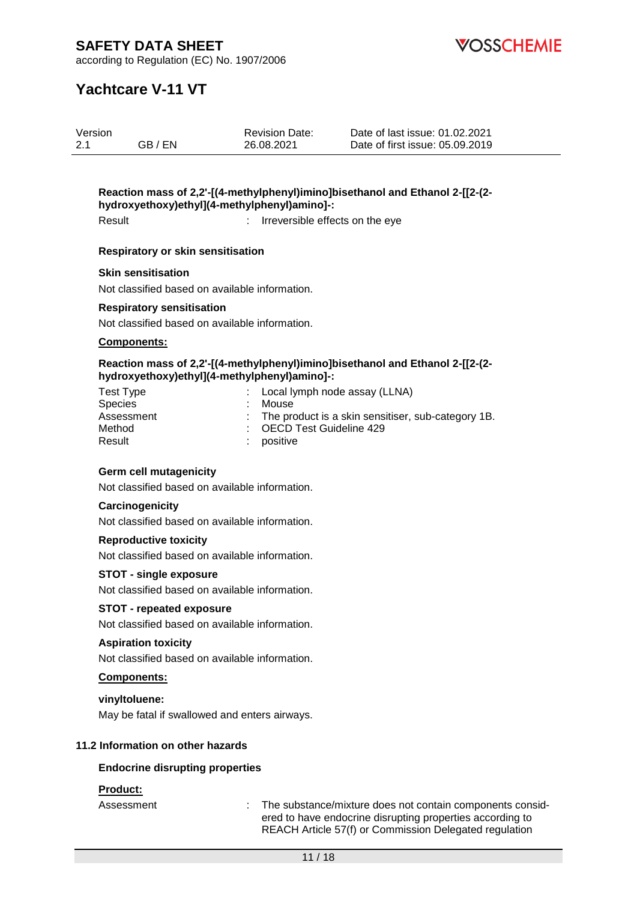**Reaction mass of 2,2'-[(4-methylphenyl)imino]bisethanol and Ethanol 2-[[2-(2-hydroxyethoxy)ethyl](4-methylphenyl)amino]-:**

Result : Irreversible effects on the eye

**Respiratory or skin sensitisation**

**Skin sensitisation**

Not classified based on available information.

**Respiratory sensitisation**

Not classified based on available information.

**Components:**

**Reaction mass of 2,2'-[(4-methylphenyl)imino]bisethanol and Ethanol 2-[[2-(2-hydroxyethoxy)ethyl](4-methylphenyl)amino]-:**

| | |
|---|---|
| Test Type | : Local lymph node assay (LLNA) |
| Species | : Mouse |
| Assessment | : The product is a skin sensitiser, sub-category 1B. |
| Method | : OECD Test Guideline 429 |
| Result | : positive |

**Germ cell mutagenicity**

Not classified based on available information.

**Carcinogenicity**

Not classified based on available information.

**Reproductive toxicity**

Not classified based on available information.

**STOT - single exposure**

Not classified based on available information.

**STOT - repeated exposure**

Not classified based on available information.

**Aspiration toxicity**

Not classified based on available information.

**Components:**

**vinyltoluene:**

May be fatal if swallowed and enters airways.

### 11.2 Information on other hazards

**Endocrine disrupting properties**

**Product:**

Assessment : The substance/mixture does not contain components considered to have endocrine disrupting properties according to REACH Article 57(f) or Commission Delegated regulation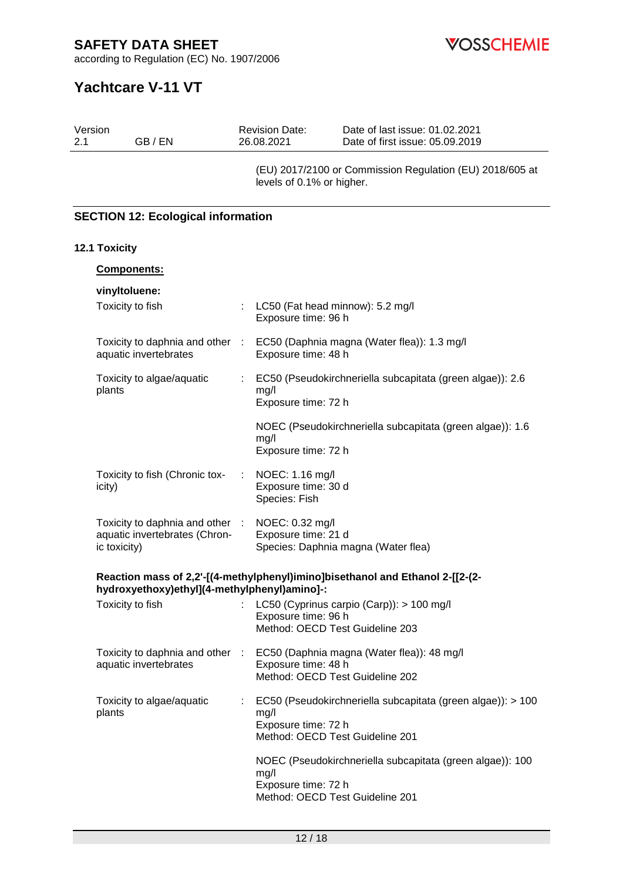(EU) 2017/2100 or Commission Regulation (EU) 2018/605 at levels of 0.1% or higher.

## SECTION 12: Ecological information

### 12.1 Toxicity

**Components:**

**vinyltoluene:**

| | |
|---|---|
| Toxicity to fish | LC50 (Fat head minnow): 5.2 mg/l<br>Exposure time: 96 h |
| Toxicity to daphnia and other aquatic invertebrates | EC50 (Daphnia magna (Water flea)): 1.3 mg/l<br>Exposure time: 48 h |
| Toxicity to algae/aquatic plants | EC50 (Pseudokirchneriella subcapitata (green algae)): 2.6 mg/l<br>Exposure time: 72 h |
| | NOEC (Pseudokirchneriella subcapitata (green algae)): 1.6 mg/l<br>Exposure time: 72 h |
| Toxicity to fish (Chronic toxicity) | NOEC: 1.16 mg/l<br>Exposure time: 30 d<br>Species: Fish |
| Toxicity to daphnia and other aquatic invertebrates (Chronic toxicity) | NOEC: 0.32 mg/l<br>Exposure time: 21 d<br>Species: Daphnia magna (Water flea) |

**Reaction mass of 2,2'-[(4-methylphenyl)imino]bisethanol and Ethanol 2-[[2-(2-hydroxyethoxy)ethyl](4-methylphenyl)amino]-:**

| | |
|---|---|
| Toxicity to fish | LC50 (Cyprinus carpio (Carp)): > 100 mg/l<br>Exposure time: 96 h<br>Method: OECD Test Guideline 203 |
| Toxicity to daphnia and other aquatic invertebrates | EC50 (Daphnia magna (Water flea)): 48 mg/l<br>Exposure time: 48 h<br>Method: OECD Test Guideline 202 |
| Toxicity to algae/aquatic plants | EC50 (Pseudokirchneriella subcapitata (green algae)): > 100 mg/l<br>Exposure time: 72 h<br>Method: OECD Test Guideline 201 |
| | NOEC (Pseudokirchneriella subcapitata (green algae)): 100 mg/l<br>Exposure time: 72 h<br>Method: OECD Test Guideline 201 |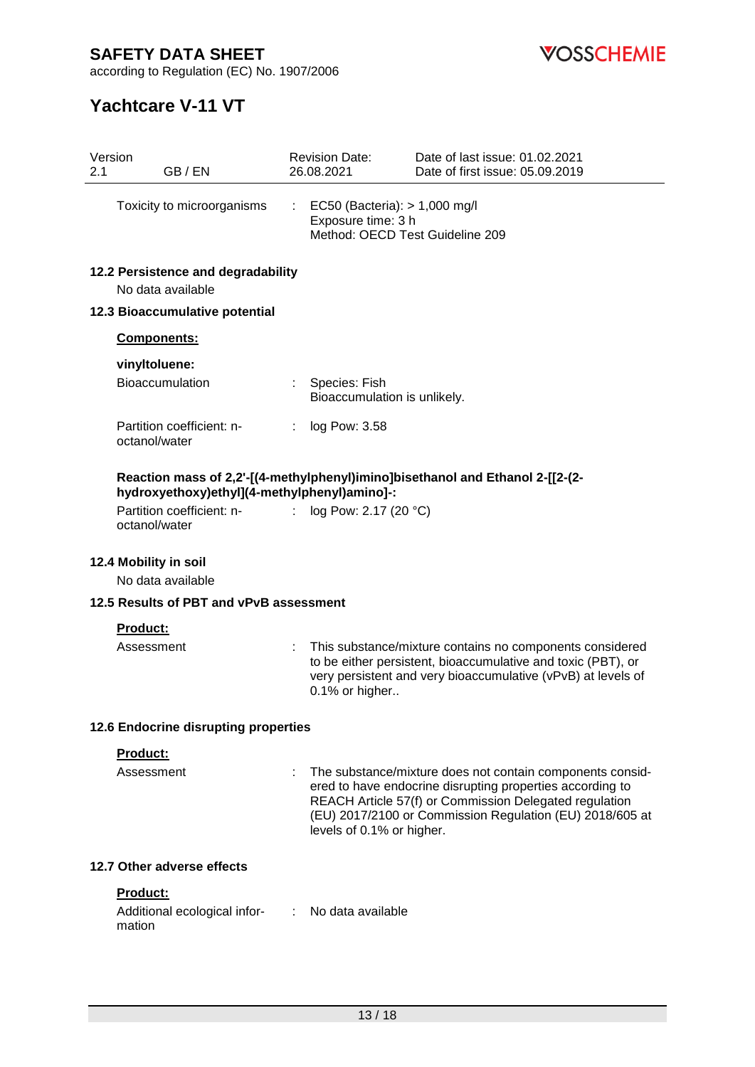Toxicity to microorganisms : EC50 (Bacteria): > 1,000 mg/l
Exposure time: 3 h
Method: OECD Test Guideline 209

### 12.2 Persistence and degradability

No data available

### 12.3 Bioaccumulative potential

**Components:**

**vinyltoluene:**

Bioaccumulation : Species: Fish
Bioaccumulation is unlikely.

Partition coefficient: n-octanol/water : log Pow: 3.58

**Reaction mass of 2,2'-[(4-methylphenyl)imino]bisethanol and Ethanol 2-[[2-(2-hydroxyethoxy)ethyl](4-methylphenyl)amino]-:**

Partition coefficient: n-octanol/water : log Pow: 2.17 (20 °C)

### 12.4 Mobility in soil

No data available

### 12.5 Results of PBT and vPvB assessment

**Product:**

Assessment : This substance/mixture contains no components considered to be either persistent, bioaccumulative and toxic (PBT), or very persistent and very bioaccumulative (vPvB) at levels of 0.1% or higher..

### 12.6 Endocrine disrupting properties

**Product:**

Assessment : The substance/mixture does not contain components considered to have endocrine disrupting properties according to REACH Article 57(f) or Commission Delegated regulation (EU) 2017/2100 or Commission Regulation (EU) 2018/605 at levels of 0.1% or higher.

### 12.7 Other adverse effects

**Product:**

Additional ecological information : No data available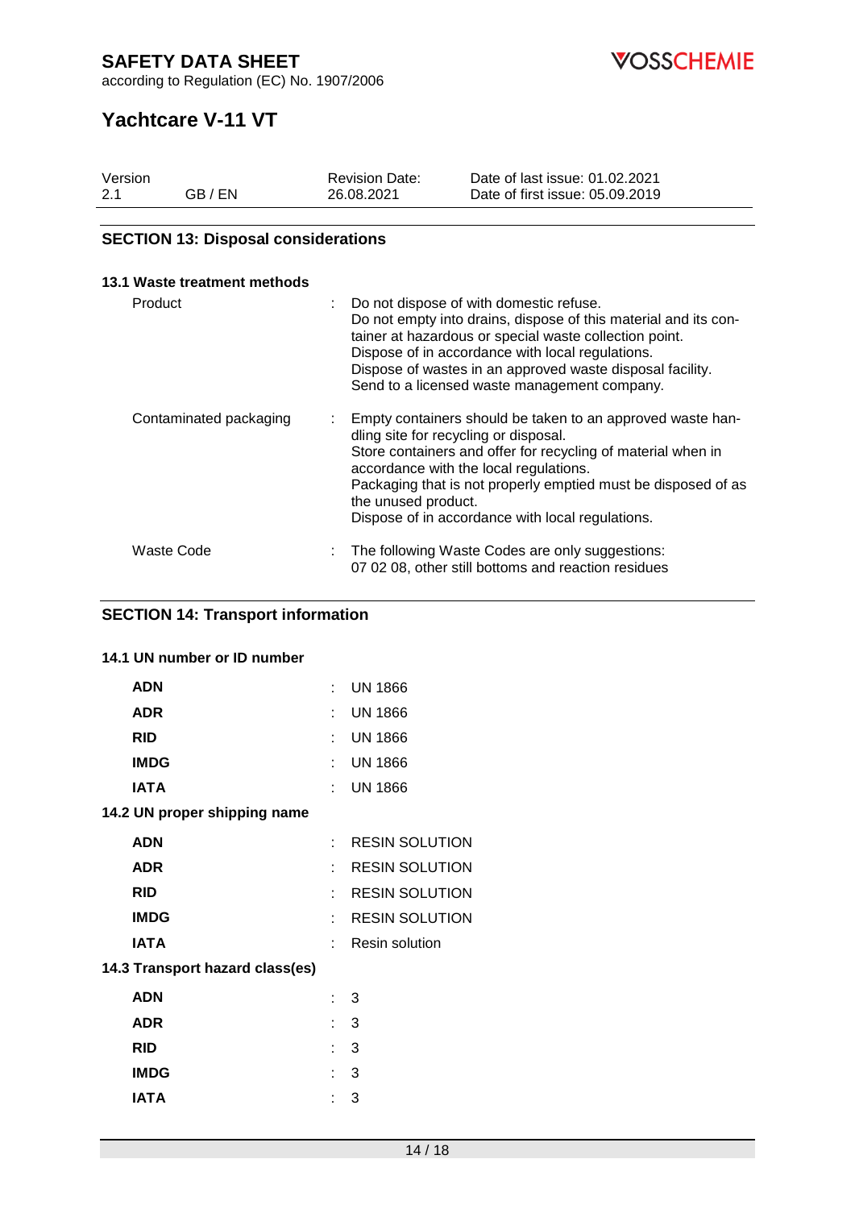## SECTION 13: Disposal considerations

### 13.1 Waste treatment methods

| | |
|---|---|
| Product | : Do not dispose of with domestic refuse.<br>Do not empty into drains, dispose of this material and its container at hazardous or special waste collection point.<br>Dispose of in accordance with local regulations.<br>Dispose of wastes in an approved waste disposal facility.<br>Send to a licensed waste management company. |
| Contaminated packaging | : Empty containers should be taken to an approved waste handling site for recycling or disposal.<br>Store containers and offer for recycling of material when in accordance with the local regulations.<br>Packaging that is not properly emptied must be disposed of as the unused product.<br>Dispose of in accordance with local regulations. |
| Waste Code | : The following Waste Codes are only suggestions:<br>07 02 08, other still bottoms and reaction residues |

## SECTION 14: Transport information

### 14.1 UN number or ID number

| | |
|---|---|
| **ADN** | : UN 1866 |
| **ADR** | : UN 1866 |
| **RID** | : UN 1866 |
| **IMDG** | : UN 1866 |
| **IATA** | : UN 1866 |

### 14.2 UN proper shipping name

| | |
|---|---|
| **ADN** | : RESIN SOLUTION |
| **ADR** | : RESIN SOLUTION |
| **RID** | : RESIN SOLUTION |
| **IMDG** | : RESIN SOLUTION |
| **IATA** | : Resin solution |

### 14.3 Transport hazard class(es)

| | |
|---|---|
| **ADN** | : 3 |
| **ADR** | : 3 |
| **RID** | : 3 |
| **IMDG** | : 3 |
| **IATA** | : 3 |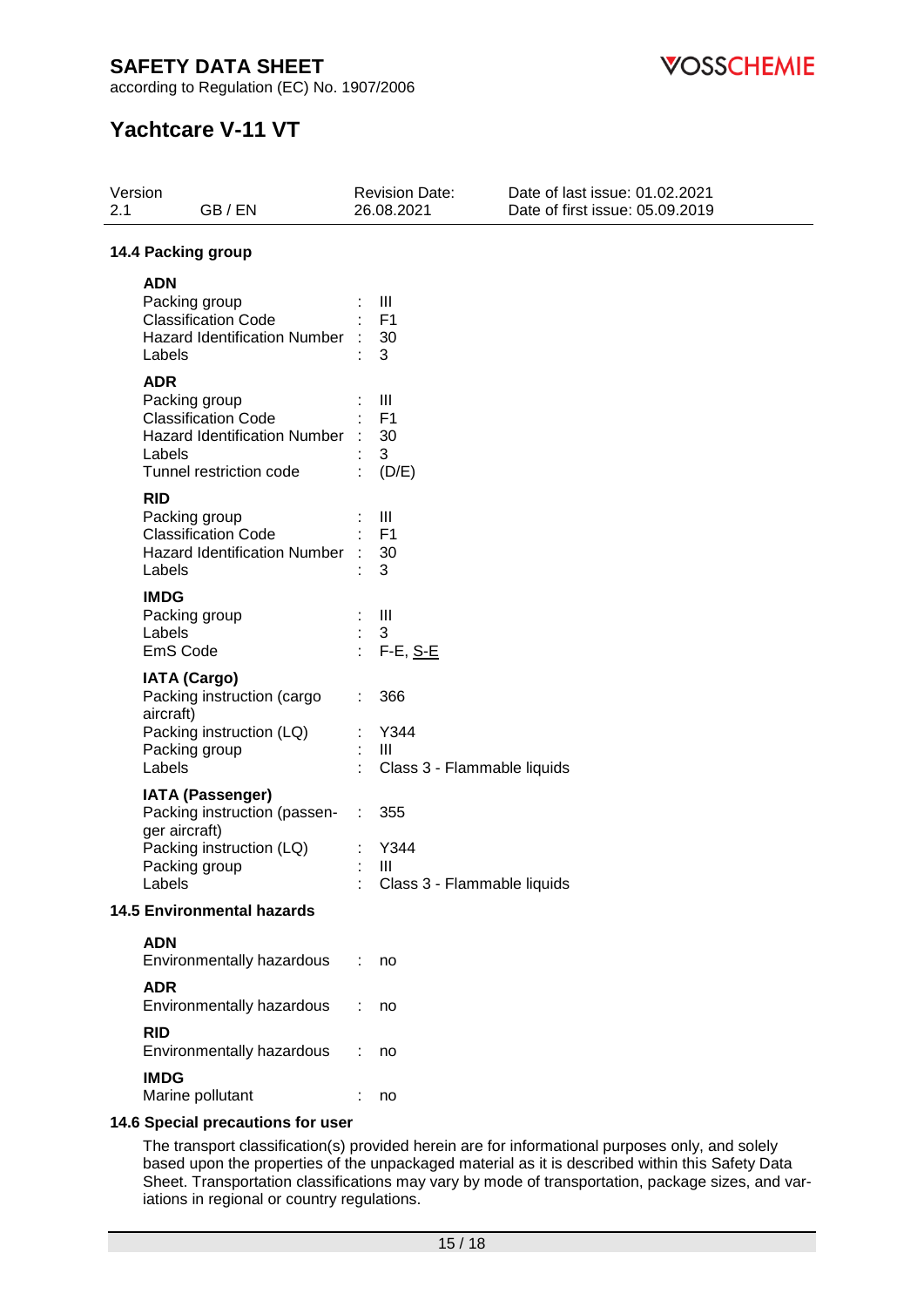### 14.4 Packing group

**ADN**

| | | |
|---|---|---|
| Packing group | : | III |
| Classification Code | : | F1 |
| Hazard Identification Number | : | 30 |
| Labels | : | 3 |

**ADR**

| | | |
|---|---|---|
| Packing group | : | III |
| Classification Code | : | F1 |
| Hazard Identification Number | : | 30 |
| Labels | : | 3 |
| Tunnel restriction code | : | (D/E) |

**RID**

| | | |
|---|---|---|
| Packing group | : | III |
| Classification Code | : | F1 |
| Hazard Identification Number | : | 30 |
| Labels | : | 3 |

**IMDG**

| | | |
|---|---|---|
| Packing group | : | III |
| Labels | : | 3 |
| EmS Code | : | F-E, S-E |

**IATA (Cargo)**

| | | |
|---|---|---|
| Packing instruction (cargo aircraft) | : | 366 |
| Packing instruction (LQ) | : | Y344 |
| Packing group | : | III |
| Labels | : | Class 3 - Flammable liquids |

**IATA (Passenger)**

| | | |
|---|---|---|
| Packing instruction (passenger aircraft) | : | 355 |
| Packing instruction (LQ) | : | Y344 |
| Packing group | : | III |
| Labels | : | Class 3 - Flammable liquids |

### 14.5 Environmental hazards

**ADN**

Environmentally hazardous : no

**ADR**

Environmentally hazardous : no

**RID**

Environmentally hazardous : no

**IMDG**

Marine pollutant : no

### 14.6 Special precautions for user

The transport classification(s) provided herein are for informational purposes only, and solely based upon the properties of the unpackaged material as it is described within this Safety Data Sheet. Transportation classifications may vary by mode of transportation, package sizes, and variations in regional or country regulations.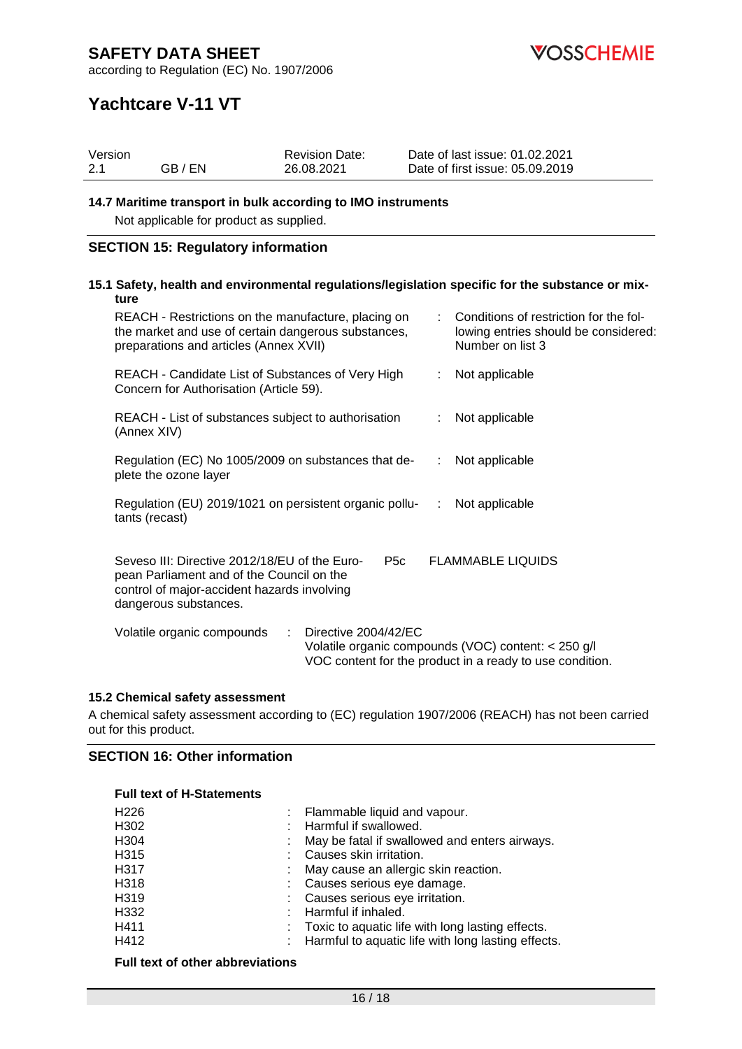### 14.7 Maritime transport in bulk according to IMO instruments

Not applicable for product as supplied.

## SECTION 15: Regulatory information

### 15.1 Safety, health and environmental regulations/legislation specific for the substance or mixture

| | | |
|---|---|---|
| REACH - Restrictions on the manufacture, placing on the market and use of certain dangerous substances, preparations and articles (Annex XVII) | : | Conditions of restriction for the following entries should be considered: Number on list 3 |
| REACH - Candidate List of Substances of Very High Concern for Authorisation (Article 59). | : | Not applicable |
| REACH - List of substances subject to authorisation (Annex XIV) | : | Not applicable |
| Regulation (EC) No 1005/2009 on substances that deplete the ozone layer | : | Not applicable |
| Regulation (EU) 2019/1021 on persistent organic pollutants (recast) | : | Not applicable |

| | | |
|---|---|---|
| Seveso III: Directive 2012/18/EU of the European Parliament and of the Council on the control of major-accident hazards involving dangerous substances. | P5c | FLAMMABLE LIQUIDS |

Volatile organic compounds : Directive 2004/42/EC
Volatile organic compounds (VOC) content: < 250 g/l
VOC content for the product in a ready to use condition.

### 15.2 Chemical safety assessment

A chemical safety assessment according to (EC) regulation 1907/2006 (REACH) has not been carried out for this product.

## SECTION 16: Other information

**Full text of H-Statements**

| | | |
|---|---|---|
| H226 | : | Flammable liquid and vapour. |
| H302 | : | Harmful if swallowed. |
| H304 | : | May be fatal if swallowed and enters airways. |
| H315 | : | Causes skin irritation. |
| H317 | : | May cause an allergic skin reaction. |
| H318 | : | Causes serious eye damage. |
| H319 | : | Causes serious eye irritation. |
| H332 | : | Harmful if inhaled. |
| H411 | : | Toxic to aquatic life with long lasting effects. |
| H412 | : | Harmful to aquatic life with long lasting effects. |

**Full text of other abbreviations**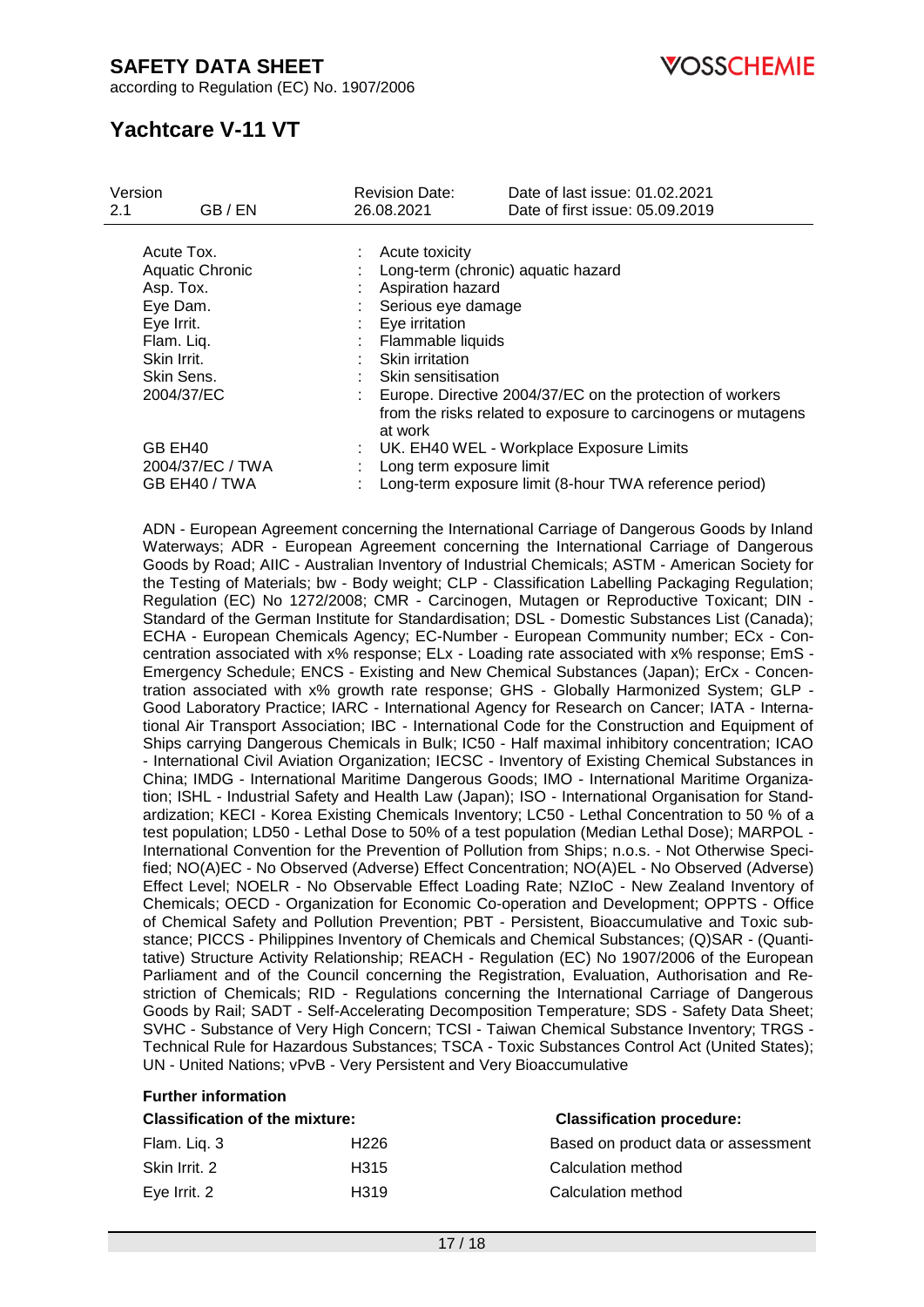| | | |
|---|---|---|
| Acute Tox. | : | Acute toxicity |
| Aquatic Chronic | : | Long-term (chronic) aquatic hazard |
| Asp. Tox. | : | Aspiration hazard |
| Eye Dam. | : | Serious eye damage |
| Eye Irrit. | : | Eye irritation |
| Flam. Liq. | : | Flammable liquids |
| Skin Irrit. | : | Skin irritation |
| Skin Sens. | : | Skin sensitisation |
| 2004/37/EC | : | Europe. Directive 2004/37/EC on the protection of workers from the risks related to exposure to carcinogens or mutagens at work |
| GB EH40 | : | UK. EH40 WEL - Workplace Exposure Limits |
| 2004/37/EC / TWA | : | Long term exposure limit |
| GB EH40 / TWA | : | Long-term exposure limit (8-hour TWA reference period) |

ADN - European Agreement concerning the International Carriage of Dangerous Goods by Inland Waterways; ADR - European Agreement concerning the International Carriage of Dangerous Goods by Road; AIIC - Australian Inventory of Industrial Chemicals; ASTM - American Society for the Testing of Materials; bw - Body weight; CLP - Classification Labelling Packaging Regulation; Regulation (EC) No 1272/2008; CMR - Carcinogen, Mutagen or Reproductive Toxicant; DIN - Standard of the German Institute for Standardisation; DSL - Domestic Substances List (Canada); ECHA - European Chemicals Agency; EC-Number - European Community number; ECx - Concentration associated with x% response; ELx - Loading rate associated with x% response; EmS - Emergency Schedule; ENCS - Existing and New Chemical Substances (Japan); ErCx - Concentration associated with x% growth rate response; GHS - Globally Harmonized System; GLP - Good Laboratory Practice; IARC - International Agency for Research on Cancer; IATA - International Air Transport Association; IBC - International Code for the Construction and Equipment of Ships carrying Dangerous Chemicals in Bulk; IC50 - Half maximal inhibitory concentration; ICAO - International Civil Aviation Organization; IECSC - Inventory of Existing Chemical Substances in China; IMDG - International Maritime Dangerous Goods; IMO - International Maritime Organization; ISHL - Industrial Safety and Health Law (Japan); ISO - International Organisation for Standardization; KECI - Korea Existing Chemicals Inventory; LC50 - Lethal Concentration to 50 % of a test population; LD50 - Lethal Dose to 50% of a test population (Median Lethal Dose); MARPOL - International Convention for the Prevention of Pollution from Ships; n.o.s. - Not Otherwise Specified; NO(A)EC - No Observed (Adverse) Effect Concentration; NO(A)EL - No Observed (Adverse) Effect Level; NOELR - No Observable Effect Loading Rate; NZIoC - New Zealand Inventory of Chemicals; OECD - Organization for Economic Co-operation and Development; OPPTS - Office of Chemical Safety and Pollution Prevention; PBT - Persistent, Bioaccumulative and Toxic substance; PICCS - Philippines Inventory of Chemicals and Chemical Substances; (Q)SAR - (Quantitative) Structure Activity Relationship; REACH - Regulation (EC) No 1907/2006 of the European Parliament and of the Council concerning the Registration, Evaluation, Authorisation and Restriction of Chemicals; RID - Regulations concerning the International Carriage of Dangerous Goods by Rail; SADT - Self-Accelerating Decomposition Temperature; SDS - Safety Data Sheet; SVHC - Substance of Very High Concern; TCSI - Taiwan Chemical Substance Inventory; TRGS - Technical Rule for Hazardous Substances; TSCA - Toxic Substances Control Act (United States); UN - United Nations; vPvB - Very Persistent and Very Bioaccumulative

**Further information**

| **Classification of the mixture:** | | **Classification procedure:** |
|---|---|---|
| Flam. Liq. 3 | H226 | Based on product data or assessment |
| Skin Irrit. 2 | H315 | Calculation method |
| Eye Irrit. 2 | H319 | Calculation method |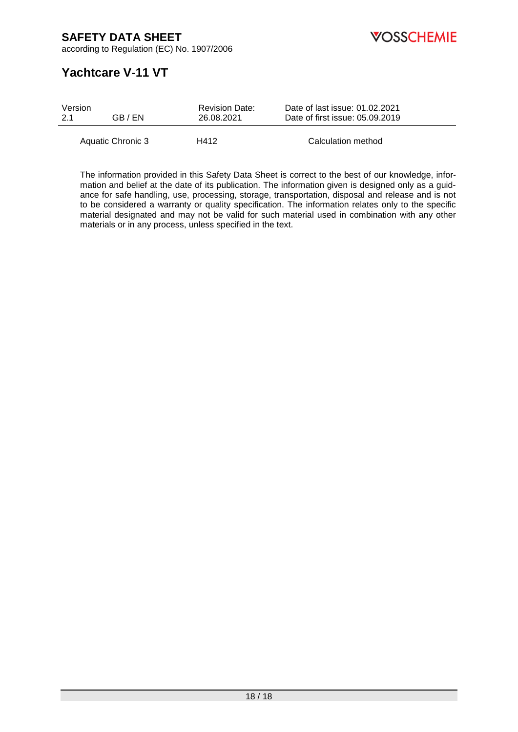| | | |
|---|---|---|
| Aquatic Chronic 3 | H412 | Calculation method |

The information provided in this Safety Data Sheet is correct to the best of our knowledge, information and belief at the date of its publication. The information given is designed only as a guidance for safe handling, use, processing, storage, transportation, disposal and release and is not to be considered a warranty or quality specification. The information relates only to the specific material designated and may not be valid for such material used in combination with any other materials or in any process, unless specified in the text.